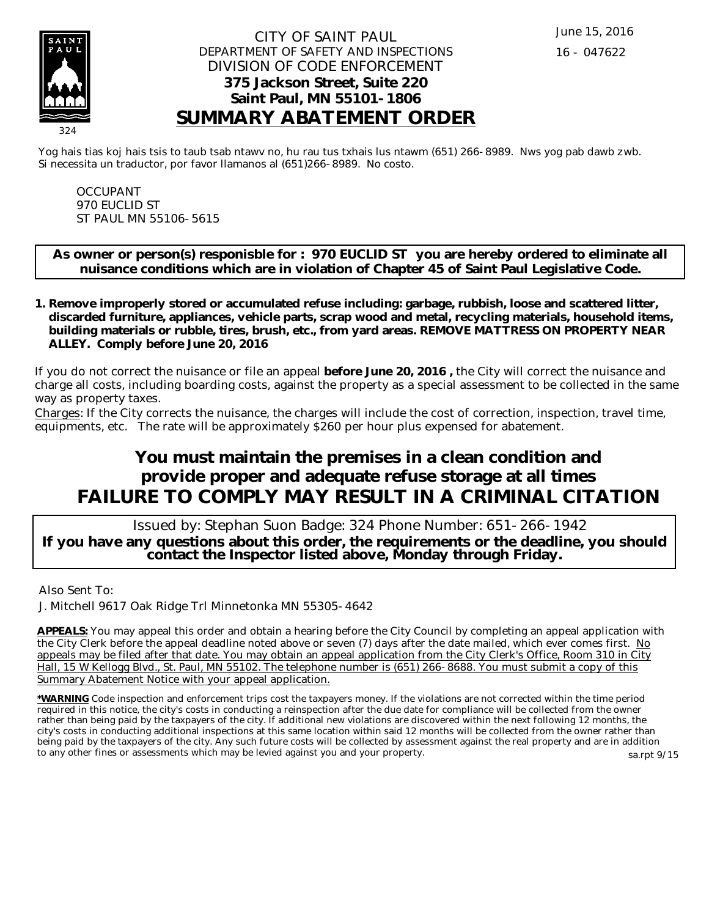June 15, 2016

16 - 047622

324

CITY OF SAINT PAUL
DEPARTMENT OF SAFETY AND INSPECTIONS
DIVISION OF CODE ENFORCEMENT
**375 Jackson Street, Suite 220**
**Saint Paul, MN 55101-1806**

# SUMMARY ABATEMENT ORDER

Yog hais tias koj hais tsis to taub tsab ntawv no, hu rau tus txhais lus ntawm (651) 266-8989. Nws yog pab dawb zwb.
Si necessita un traductor, por favor llamanos al (651)266-8989. No costo.

OCCUPANT
970 EUCLID ST
ST PAUL MN 55106-5615

**As owner or person(s) responisble for : 970 EUCLID ST you are hereby ordered to eliminate all nuisance conditions which are in violation of Chapter 45 of Saint Paul Legislative Code.**

1. **Remove improperly stored or accumulated refuse including: garbage, rubbish, loose and scattered litter, discarded furniture, appliances, vehicle parts, scrap wood and metal, recycling materials, household items, building materials or rubble, tires, brush, etc., from yard areas. REMOVE MATTRESS ON PROPERTY NEAR ALLEY. Comply before June 20, 2016**

If you do not correct the nuisance or file an appeal **before June 20, 2016 ,** the City will correct the nuisance and charge all costs, including boarding costs, against the property as a special assessment to be collected in the same way as property taxes.

Charges: If the City corrects the nuisance, the charges will include the cost of correction, inspection, travel time, equipments, etc. The rate will be approximately $260 per hour plus expensed for abatement.

## You must maintain the premises in a clean condition and provide proper and adequate refuse storage at all times

## FAILURE TO COMPLY MAY RESULT IN A CRIMINAL CITATION

Issued by: Stephan Suon Badge: 324 Phone Number: 651-266-1942

**If you have any questions about this order, the requirements or the deadline, you should contact the Inspector listed above, Monday through Friday.**

Also Sent To:

J. Mitchell 9617 Oak Ridge Trl Minnetonka MN 55305-4642

**APPEALS:** You may appeal this order and obtain a hearing before the City Council by completing an appeal application with the City Clerk before the appeal deadline noted above or seven (7) days after the date mailed, which ever comes first. No appeals may be filed after that date. You may obtain an appeal application from the City Clerk's Office, Room 310 in City Hall, 15 W Kellogg Blvd., St. Paul, MN 55102. The telephone number is (651) 266-8688. You must submit a copy of this Summary Abatement Notice with your appeal application.

**\*WARNING** Code inspection and enforcement trips cost the taxpayers money. If the violations are not corrected within the time period required in this notice, the city's costs in conducting a reinspection after the due date for compliance will be collected from the owner rather than being paid by the taxpayers of the city. If additional new violations are discovered within the next following 12 months, the city's costs in conducting additional inspections at this same location within said 12 months will be collected from the owner rather than being paid by the taxpayers of the city. Any such future costs will be collected by assessment against the real property and are in addition to any other fines or assessments which may be levied against you and your property.

sa.rpt 9/15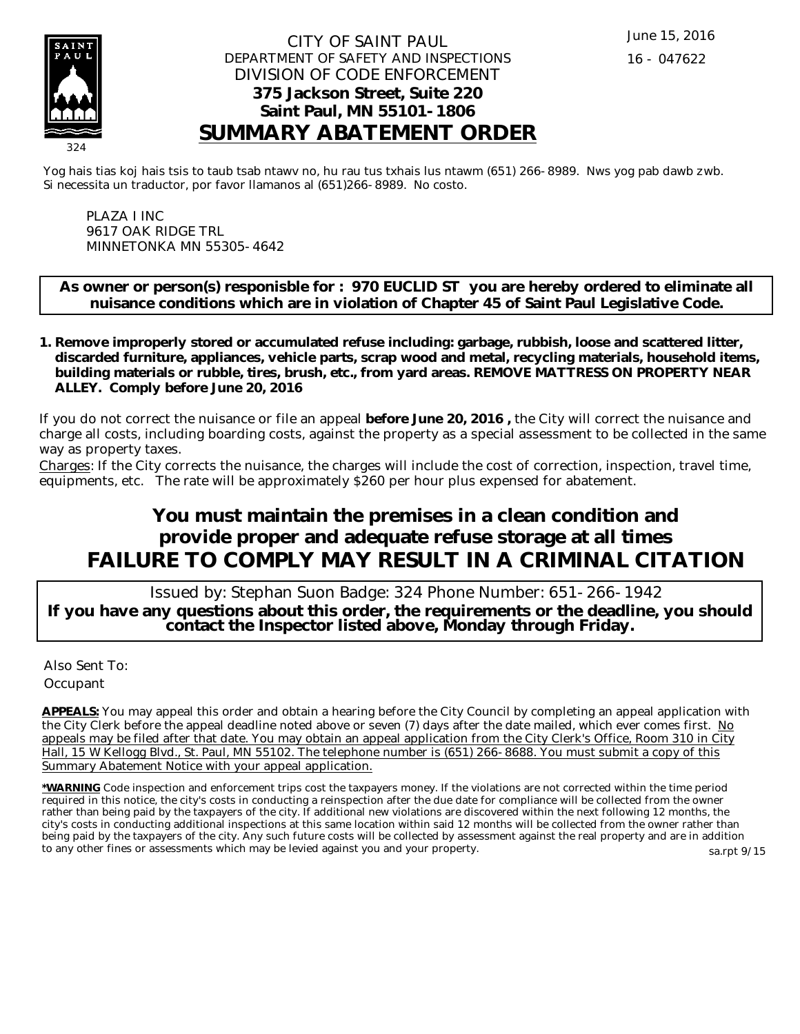CITY OF SAINT PAUL
DEPARTMENT OF SAFETY AND INSPECTIONS
DIVISION OF CODE ENFORCEMENT
**375 Jackson Street, Suite 220**
**Saint Paul, MN 55101-1806**

June 15, 2016

16 - 047622

324

# SUMMARY ABATEMENT ORDER

Yog hais tias koj hais tsis to taub tsab ntawv no, hu rau tus txhais lus ntawm (651) 266-8989. Nws yog pab dawb zwb.
Si necessita un traductor, por favor llamanos al (651)266-8989. No costo.

PLAZA I INC
9617 OAK RIDGE TRL
MINNETONKA MN 55305-4642

**As owner or person(s) responisble for : 970 EUCLID ST you are hereby ordered to eliminate all nuisance conditions which are in violation of Chapter 45 of Saint Paul Legislative Code.**

1. **Remove improperly stored or accumulated refuse including: garbage, rubbish, loose and scattered litter, discarded furniture, appliances, vehicle parts, scrap wood and metal, recycling materials, household items, building materials or rubble, tires, brush, etc., from yard areas. REMOVE MATTRESS ON PROPERTY NEAR ALLEY. Comply before June 20, 2016**

If you do not correct the nuisance or file an appeal **before June 20, 2016 ,** the City will correct the nuisance and charge all costs, including boarding costs, against the property as a special assessment to be collected in the same way as property taxes.

Charges: If the City corrects the nuisance, the charges will include the cost of correction, inspection, travel time, equipments, etc. The rate will be approximately $260 per hour plus expensed for abatement.

## You must maintain the premises in a clean condition and provide proper and adequate refuse storage at all times

## FAILURE TO COMPLY MAY RESULT IN A CRIMINAL CITATION

Issued by: Stephan Suon Badge: 324 Phone Number: 651-266-1942

**If you have any questions about this order, the requirements or the deadline, you should contact the Inspector listed above, Monday through Friday.**

Also Sent To:
Occupant

**APPEALS:** You may appeal this order and obtain a hearing before the City Council by completing an appeal application with the City Clerk before the appeal deadline noted above or seven (7) days after the date mailed, which ever comes first. No appeals may be filed after that date. You may obtain an appeal application from the City Clerk's Office, Room 310 in City Hall, 15 W Kellogg Blvd., St. Paul, MN 55102. The telephone number is (651) 266-8688. You must submit a copy of this Summary Abatement Notice with your appeal application.

***WARNING** Code inspection and enforcement trips cost the taxpayers money. If the violations are not corrected within the time period required in this notice, the city's costs in conducting a reinspection after the due date for compliance will be collected from the owner rather than being paid by the taxpayers of the city. If additional new violations are discovered within the next following 12 months, the city's costs in conducting additional inspections at this same location within said 12 months will be collected from the owner rather than being paid by the taxpayers of the city. Any such future costs will be collected by assessment against the real property and are in addition to any other fines or assessments which may be levied against you and your property.

sa.rpt 9/15